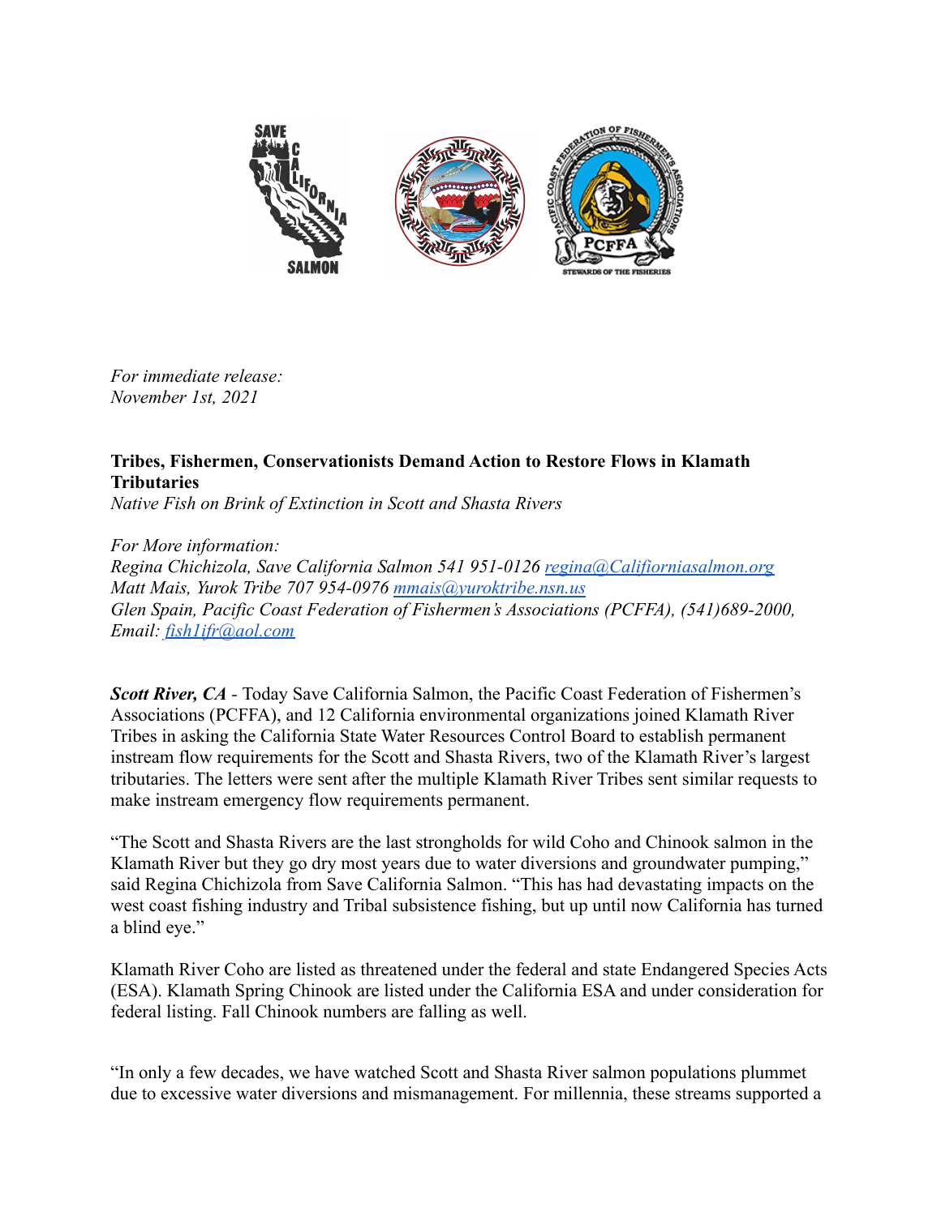*For immediate release:*
*November 1st, 2021*

**Tribes, Fishermen, Conservationists Demand Action to Restore Flows in Klamath Tributaries**
*Native Fish on Brink of Extinction in Scott and Shasta Rivers*

*For More information:*
*Regina Chichizola, Save California Salmon 541 951-0126 [regina@Califiorniasalmon.org](mailto:regina@Califiorniasalmon.org)*
*Matt Mais, Yurok Tribe 707 954-0976 [mmais@yuroktribe.nsn.us](mailto:mmais@yuroktribe.nsn.us)*
*Glen Spain, Pacific Coast Federation of Fishermen's Associations (PCFFA), (541)689-2000, Email: [fish1ifr@aol.com](mailto:fish1ifr@aol.com)*

***Scott River, CA*** - Today Save California Salmon, the Pacific Coast Federation of Fishermen's Associations (PCFFA), and 12 California environmental organizations joined Klamath River Tribes in asking the California State Water Resources Control Board to establish permanent instream flow requirements for the Scott and Shasta Rivers, two of the Klamath River's largest tributaries. The letters were sent after the multiple Klamath River Tribes sent similar requests to make instream emergency flow requirements permanent.

"The Scott and Shasta Rivers are the last strongholds for wild Coho and Chinook salmon in the Klamath River but they go dry most years due to water diversions and groundwater pumping," said Regina Chichizola from Save California Salmon. "This has had devastating impacts on the west coast fishing industry and Tribal subsistence fishing, but up until now California has turned a blind eye."

Klamath River Coho are listed as threatened under the federal and state Endangered Species Acts (ESA). Klamath Spring Chinook are listed under the California ESA and under consideration for federal listing. Fall Chinook numbers are falling as well.

"In only a few decades, we have watched Scott and Shasta River salmon populations plummet due to excessive water diversions and mismanagement. For millennia, these streams supported a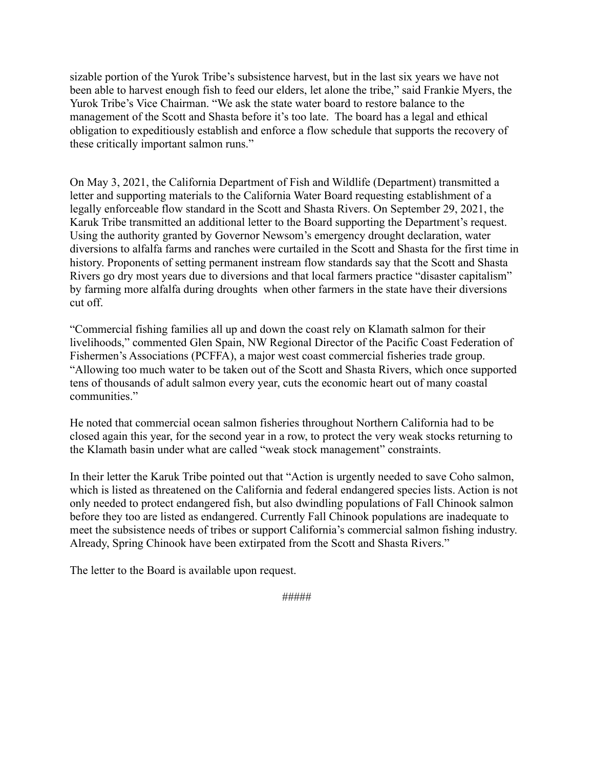sizable portion of the Yurok Tribe's subsistence harvest, but in the last six years we have not been able to harvest enough fish to feed our elders, let alone the tribe," said Frankie Myers, the Yurok Tribe's Vice Chairman. "We ask the state water board to restore balance to the management of the Scott and Shasta before it's too late. The board has a legal and ethical obligation to expeditiously establish and enforce a flow schedule that supports the recovery of these critically important salmon runs."

On May 3, 2021, the California Department of Fish and Wildlife (Department) transmitted a letter and supporting materials to the California Water Board requesting establishment of a legally enforceable flow standard in the Scott and Shasta Rivers. On September 29, 2021, the Karuk Tribe transmitted an additional letter to the Board supporting the Department's request. Using the authority granted by Governor Newsom's emergency drought declaration, water diversions to alfalfa farms and ranches were curtailed in the Scott and Shasta for the first time in history. Proponents of setting permanent instream flow standards say that the Scott and Shasta Rivers go dry most years due to diversions and that local farmers practice "disaster capitalism" by farming more alfalfa during droughts when other farmers in the state have their diversions cut off.

"Commercial fishing families all up and down the coast rely on Klamath salmon for their livelihoods," commented Glen Spain, NW Regional Director of the Pacific Coast Federation of Fishermen's Associations (PCFFA), a major west coast commercial fisheries trade group. "Allowing too much water to be taken out of the Scott and Shasta Rivers, which once supported tens of thousands of adult salmon every year, cuts the economic heart out of many coastal communities."

He noted that commercial ocean salmon fisheries throughout Northern California had to be closed again this year, for the second year in a row, to protect the very weak stocks returning to the Klamath basin under what are called "weak stock management" constraints.

In their letter the Karuk Tribe pointed out that "Action is urgently needed to save Coho salmon, which is listed as threatened on the California and federal endangered species lists. Action is not only needed to protect endangered fish, but also dwindling populations of Fall Chinook salmon before they too are listed as endangered. Currently Fall Chinook populations are inadequate to meet the subsistence needs of tribes or support California's commercial salmon fishing industry. Already, Spring Chinook have been extirpated from the Scott and Shasta Rivers."

The letter to the Board is available upon request.

#####